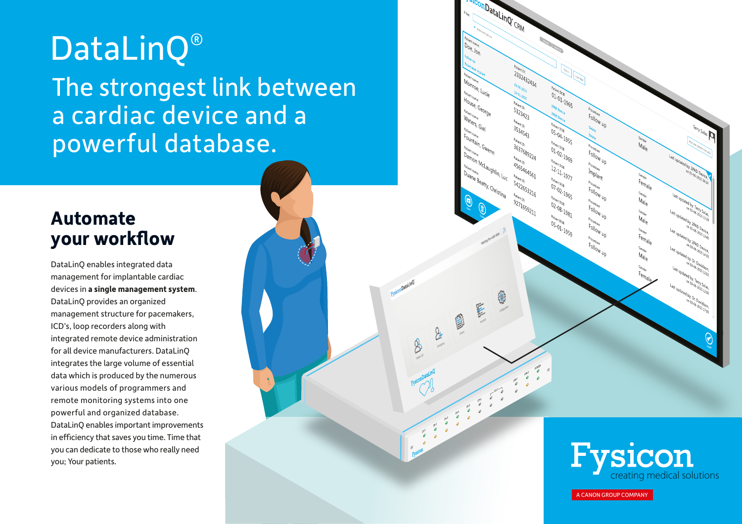# DataLinQ®

## The strongest link between a cardiac device and a powerful database.

## Automate your workflow

DataLinQ enables integrated data management for implantable cardiac devices in **a single management system**. DataLinQ provides an organized management structure for pacemakers, ICD's, loop recorders along with integrated remote device administration for all device manufacturers. DataLinQ integrates the large volume of essential data which is produced by the numerous various models of programmers and remote monitoring systems into one powerful and organized database. DataLinQ enables important improvements in efficiency that saves you time. Time that you can dedicate to those who really need you; Your patients.

Fysicon

creating medical solutions

A CANON GROUP COMPANY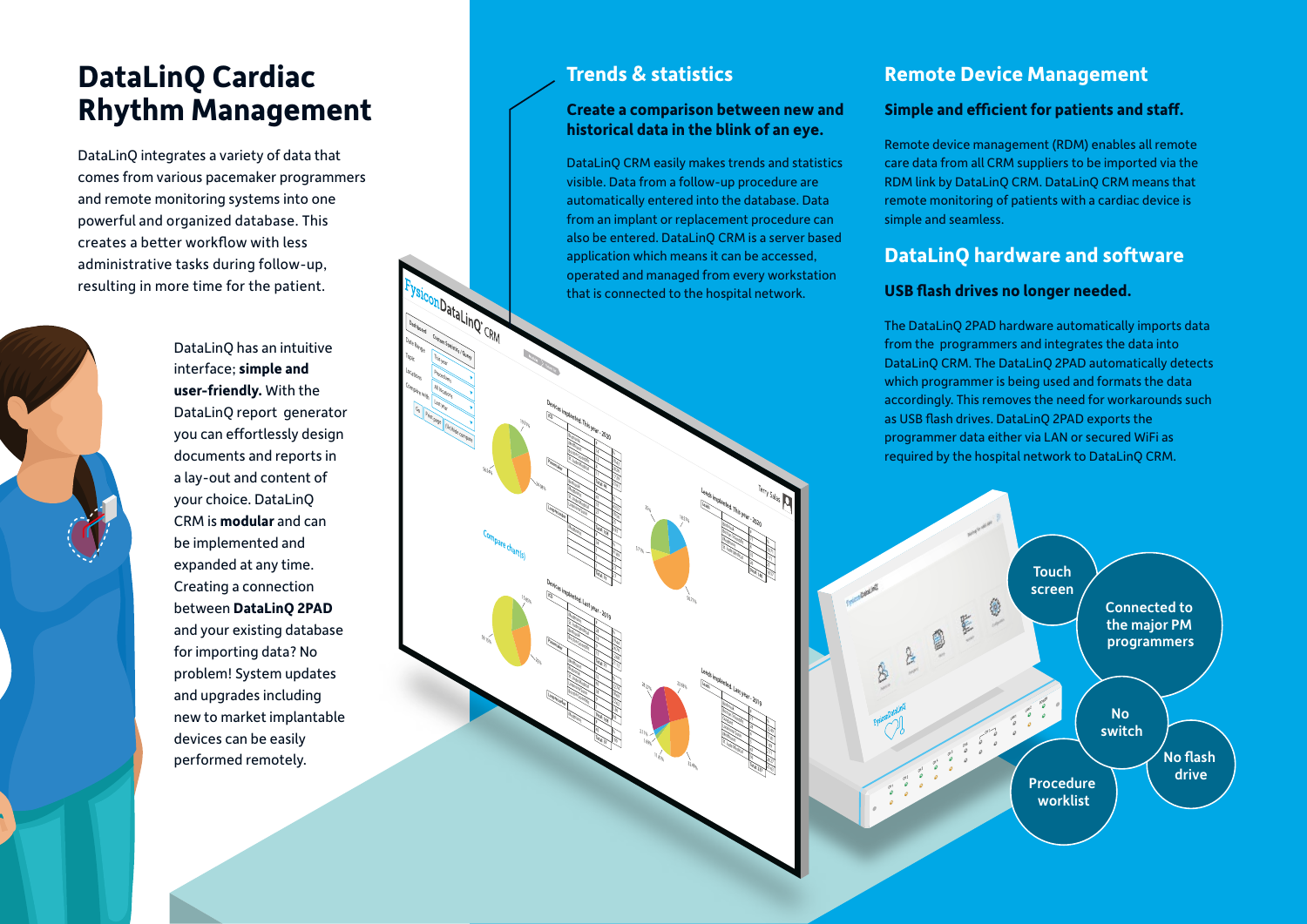# DataLinQ Cardiac Rhythm Management

DataLinQ integrates a variety of data that comes from various pacemaker programmers and remote monitoring systems into one powerful and organized database. This creates a better workflow with less administrative tasks during follow-up, resulting in more time for the patient.

DataLinQ has an intuitive interface; **simple and user-friendly.** With the DataLinQ report generator you can effortlessly design documents and reports in a lay-out and content of your choice. DataLinQ CRM is **modular** and can be implemented and expanded at any time. Creating a connection between **DataLinQ 2PAD** and your existing database for importing data? No problem! System updates and upgrades including new to market implantable devices can be easily performed remotely.

## Trends & statistics

### Create a comparison between new and historical data in the blink of an eye.

DataLinQ CRM easily makes trends and statistics visible. Data from a follow-up procedure are automatically entered into the database. Data from an implant or replacement procedure can also be entered. DataLinQ CRM is a server based application which means it can be accessed, operated and managed from every workstation that is connected to the hospital network.

## Remote Device Management

### Simple and efficient for patients and staff.

Remote device management (RDM) enables all remote care data from all CRM suppliers to be imported via the RDM link by DataLinQ CRM. DataLinQ CRM means that remote monitoring of patients with a cardiac device is simple and seamless.

## DataLinQ hardware and software

### USB flash drives no longer needed.

The DataLinQ 2PAD hardware automatically imports data from the programmers and integrates the data into DataLinQ CRM. The DataLinQ 2PAD automatically detects which programmer is being used and formats the data accordingly. This removes the need for workarounds such as USB flash drives. DataLinQ 2PAD exports the programmer data either via LAN or secured WiFi as required by the hospital network to DataLinQ CRM.

- Touch screen
- Connected to the major PM programmers
- No switch
- No flash drive
- Procedure worklist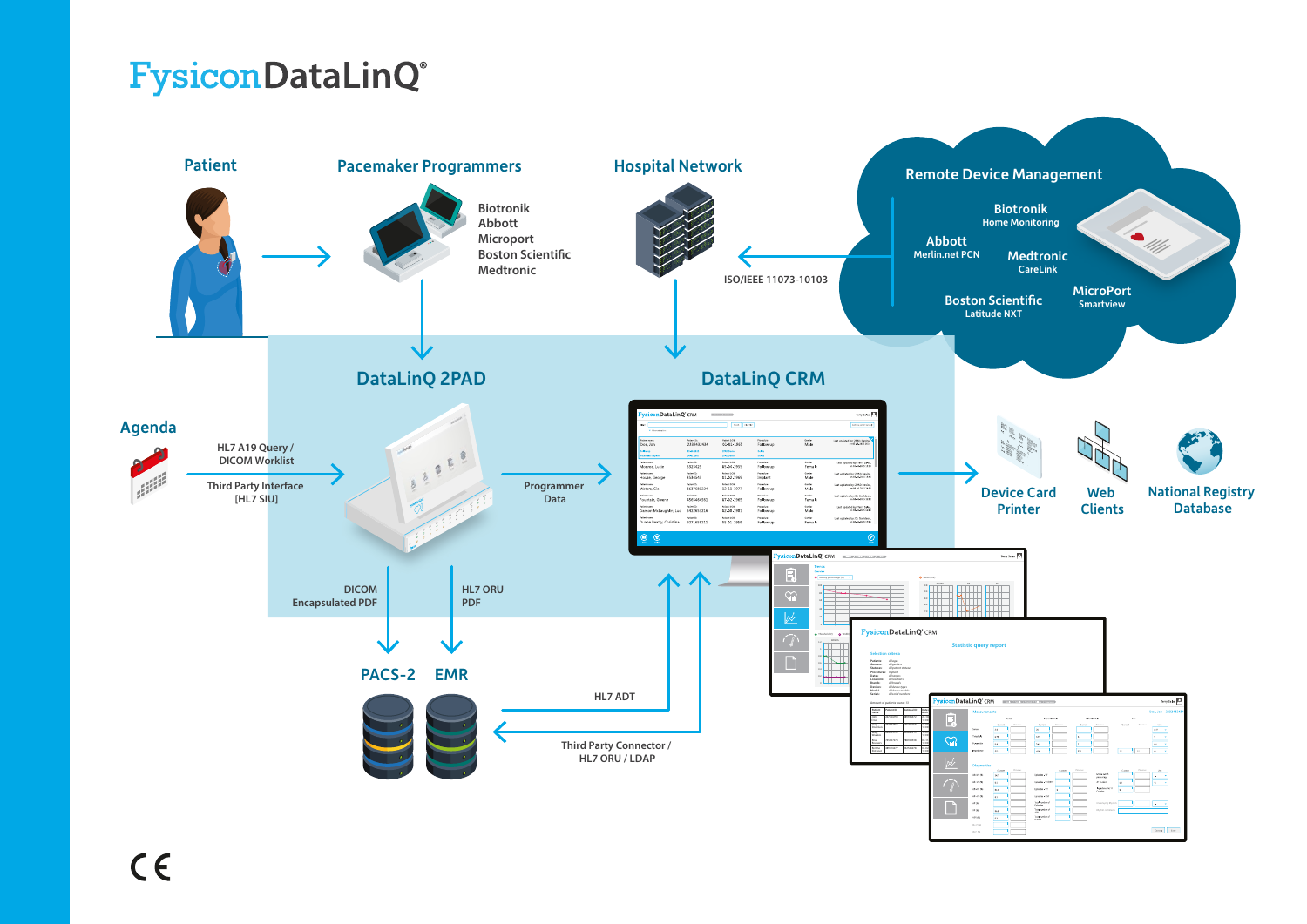# FysiconDataLinQ®

## Patient

## Pacemaker Programmers

- Biotronik
- Abbott
- Microport
- Boston Scientific
- Medtronic

## Hospital Network

ISO/IEEE 11073-10103

## Remote Device Management

- Biotronik Home Monitoring
- Abbott Merlin.net PCN
- Medtronic CareLink
- Boston Scientific Latitude NXT
- MicroPort Smartview

## DataLinQ 2PAD

## DataLinQ CRM

## Agenda

HL7 A19 Query / DICOM Worklist

Third Party Interface [HL7 SIU]

Programmer Data

DICOM Encapsulated PDF

HL7 ORU PDF

## PACS-2

## EMR

HL7 ADT

Third Party Connector / HL7 ORU / LDAP

## Device Card Printer

## Web Clients

## National Registry Database

CE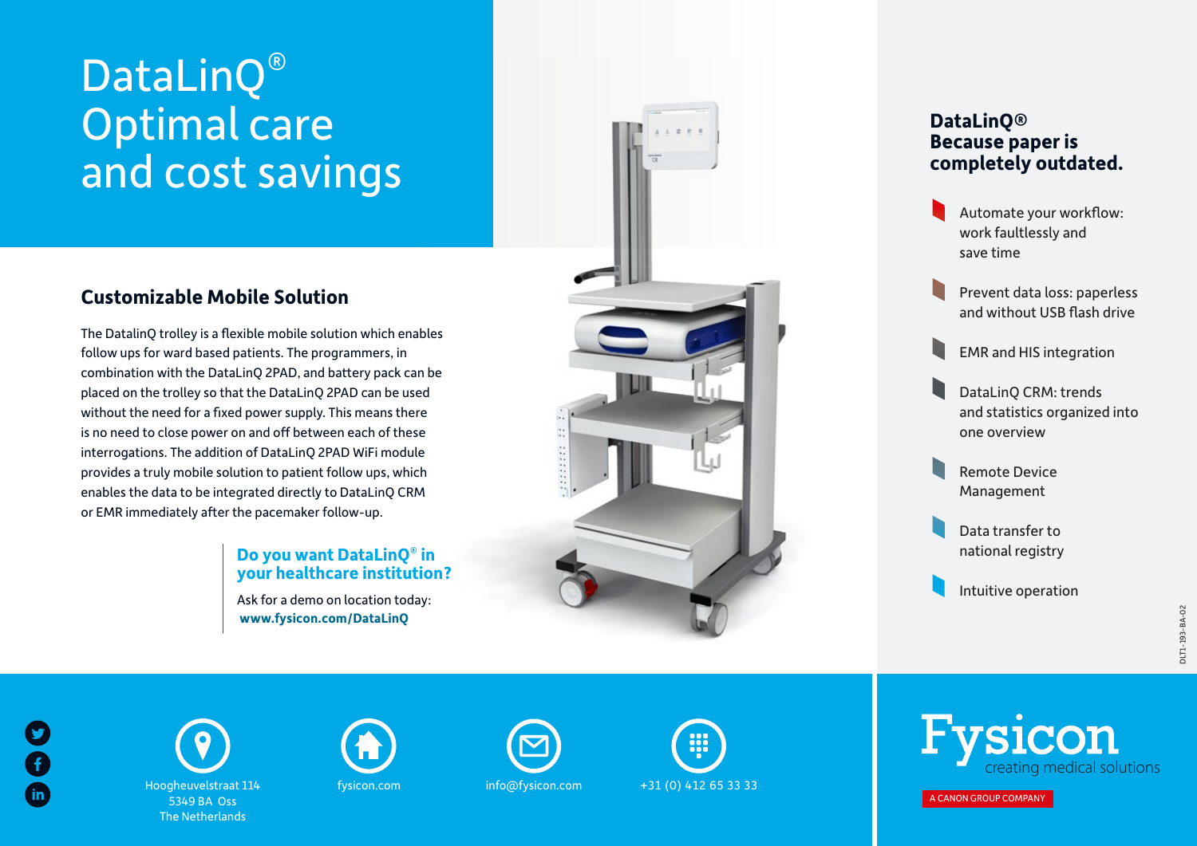# DataLinQ®
# Optimal care and cost savings

## Customizable Mobile Solution

The DatalinQ trolley is a flexible mobile solution which enables follow ups for ward based patients. The programmers, in combination with the DataLinQ 2PAD, and battery pack can be placed on the trolley so that the DataLinQ 2PAD can be used without the need for a fixed power supply. This means there is no need to close power on and off between each of these interrogations. The addition of DataLinQ 2PAD WiFi module provides a truly mobile solution to patient follow ups, which enables the data to be integrated directly to DataLinQ CRM or EMR immediately after the pacemaker follow-up.

### Do you want DataLinQ® in your healthcare institution?

Ask for a demo on location today:
**www.fysicon.com/DataLinQ**

## DataLinQ® Because paper is completely outdated.

- Automate your workflow: work faultlessly and save time
- Prevent data loss: paperless and without USB flash drive
- EMR and HIS integration
- DataLinQ CRM: trends and statistics organized into one overview
- Remote Device Management
- Data transfer to national registry
- Intuitive operation

DL11-193-BA-02

Hoogheuvelstraat 114
5349 BA Oss
The Netherlands

fysicon.com

info@fysicon.com

+31 (0) 412 65 33 33

Fysicon
creating medical solutions

A CANON GROUP COMPANY